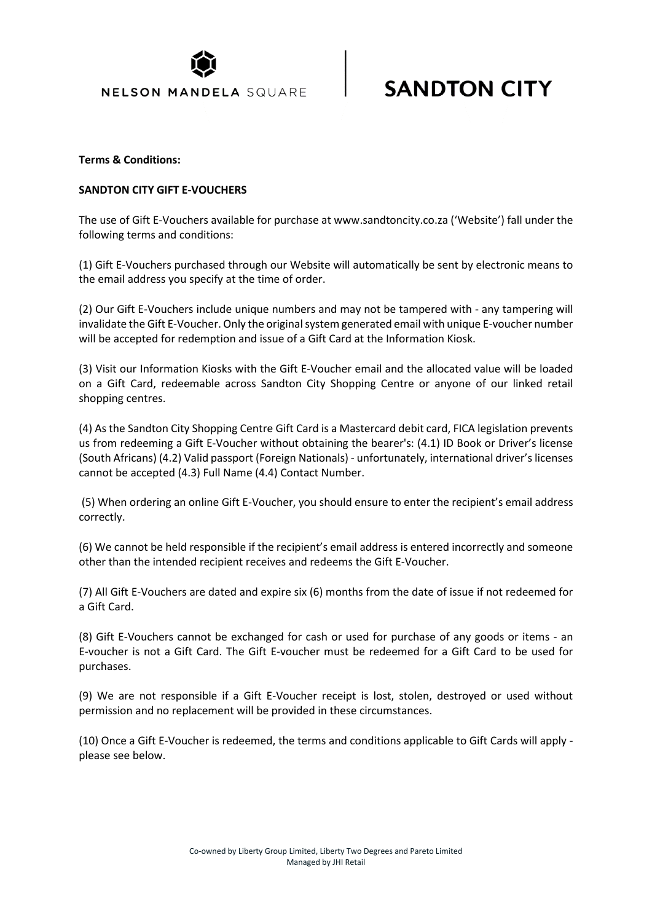NELSON MANDELA SQUARE | SANDTON CITY

**Terms & Conditions:**

**SANDTON CITY GIFT E-VOUCHERS**

The use of Gift E-Vouchers available for purchase at www.sandtoncity.co.za ('Website') fall under the following terms and conditions:

(1) Gift E-Vouchers purchased through our Website will automatically be sent by electronic means to the email address you specify at the time of order.

(2) Our Gift E-Vouchers include unique numbers and may not be tampered with - any tampering will invalidate the Gift E-Voucher. Only the original system generated email with unique E-voucher number will be accepted for redemption and issue of a Gift Card at the Information Kiosk.

(3) Visit our Information Kiosks with the Gift E-Voucher email and the allocated value will be loaded on a Gift Card, redeemable across Sandton City Shopping Centre or anyone of our linked retail shopping centres.

(4) As the Sandton City Shopping Centre Gift Card is a Mastercard debit card, FICA legislation prevents us from redeeming a Gift E-Voucher without obtaining the bearer's: (4.1) ID Book or Driver's license (South Africans) (4.2) Valid passport (Foreign Nationals) - unfortunately, international driver's licenses cannot be accepted (4.3) Full Name (4.4) Contact Number.

(5) When ordering an online Gift E-Voucher, you should ensure to enter the recipient's email address correctly.

(6) We cannot be held responsible if the recipient's email address is entered incorrectly and someone other than the intended recipient receives and redeems the Gift E-Voucher.

(7) All Gift E-Vouchers are dated and expire six (6) months from the date of issue if not redeemed for a Gift Card.

(8) Gift E-Vouchers cannot be exchanged for cash or used for purchase of any goods or items - an E-voucher is not a Gift Card. The Gift E-voucher must be redeemed for a Gift Card to be used for purchases.

(9) We are not responsible if a Gift E-Voucher receipt is lost, stolen, destroyed or used without permission and no replacement will be provided in these circumstances.

(10) Once a Gift E-Voucher is redeemed, the terms and conditions applicable to Gift Cards will apply - please see below.

Co-owned by Liberty Group Limited, Liberty Two Degrees and Pareto Limited
Managed by JHI Retail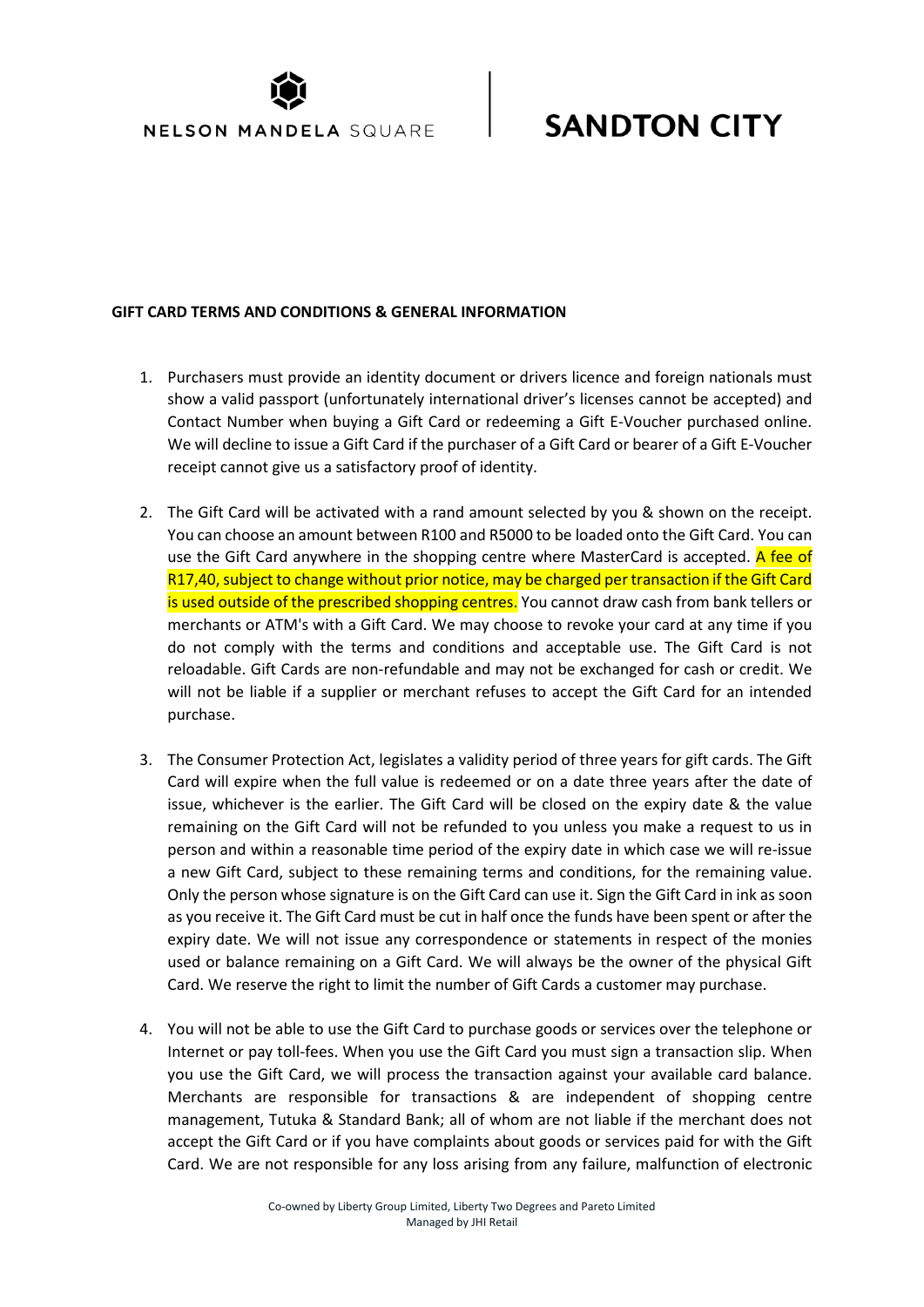**GIFT CARD TERMS AND CONDITIONS & GENERAL INFORMATION**

1. Purchasers must provide an identity document or drivers licence and foreign nationals must show a valid passport (unfortunately international driver's licenses cannot be accepted) and Contact Number when buying a Gift Card or redeeming a Gift E-Voucher purchased online. We will decline to issue a Gift Card if the purchaser of a Gift Card or bearer of a Gift E-Voucher receipt cannot give us a satisfactory proof of identity.

2. The Gift Card will be activated with a rand amount selected by you & shown on the receipt. You can choose an amount between R100 and R5000 to be loaded onto the Gift Card. You can use the Gift Card anywhere in the shopping centre where MasterCard is accepted. A fee of R17,40, subject to change without prior notice, may be charged per transaction if the Gift Card is used outside of the prescribed shopping centres. You cannot draw cash from bank tellers or merchants or ATM's with a Gift Card. We may choose to revoke your card at any time if you do not comply with the terms and conditions and acceptable use. The Gift Card is not reloadable. Gift Cards are non-refundable and may not be exchanged for cash or credit. We will not be liable if a supplier or merchant refuses to accept the Gift Card for an intended purchase.

3. The Consumer Protection Act, legislates a validity period of three years for gift cards. The Gift Card will expire when the full value is redeemed or on a date three years after the date of issue, whichever is the earlier. The Gift Card will be closed on the expiry date & the value remaining on the Gift Card will not be refunded to you unless you make a request to us in person and within a reasonable time period of the expiry date in which case we will re-issue a new Gift Card, subject to these remaining terms and conditions, for the remaining value. Only the person whose signature is on the Gift Card can use it. Sign the Gift Card in ink as soon as you receive it. The Gift Card must be cut in half once the funds have been spent or after the expiry date. We will not issue any correspondence or statements in respect of the monies used or balance remaining on a Gift Card. We will always be the owner of the physical Gift Card. We reserve the right to limit the number of Gift Cards a customer may purchase.

4. You will not be able to use the Gift Card to purchase goods or services over the telephone or Internet or pay toll-fees. When you use the Gift Card you must sign a transaction slip. When you use the Gift Card, we will process the transaction against your available card balance. Merchants are responsible for transactions & are independent of shopping centre management, Tutuka & Standard Bank; all of whom are not liable if the merchant does not accept the Gift Card or if you have complaints about goods or services paid for with the Gift Card. We are not responsible for any loss arising from any failure, malfunction of electronic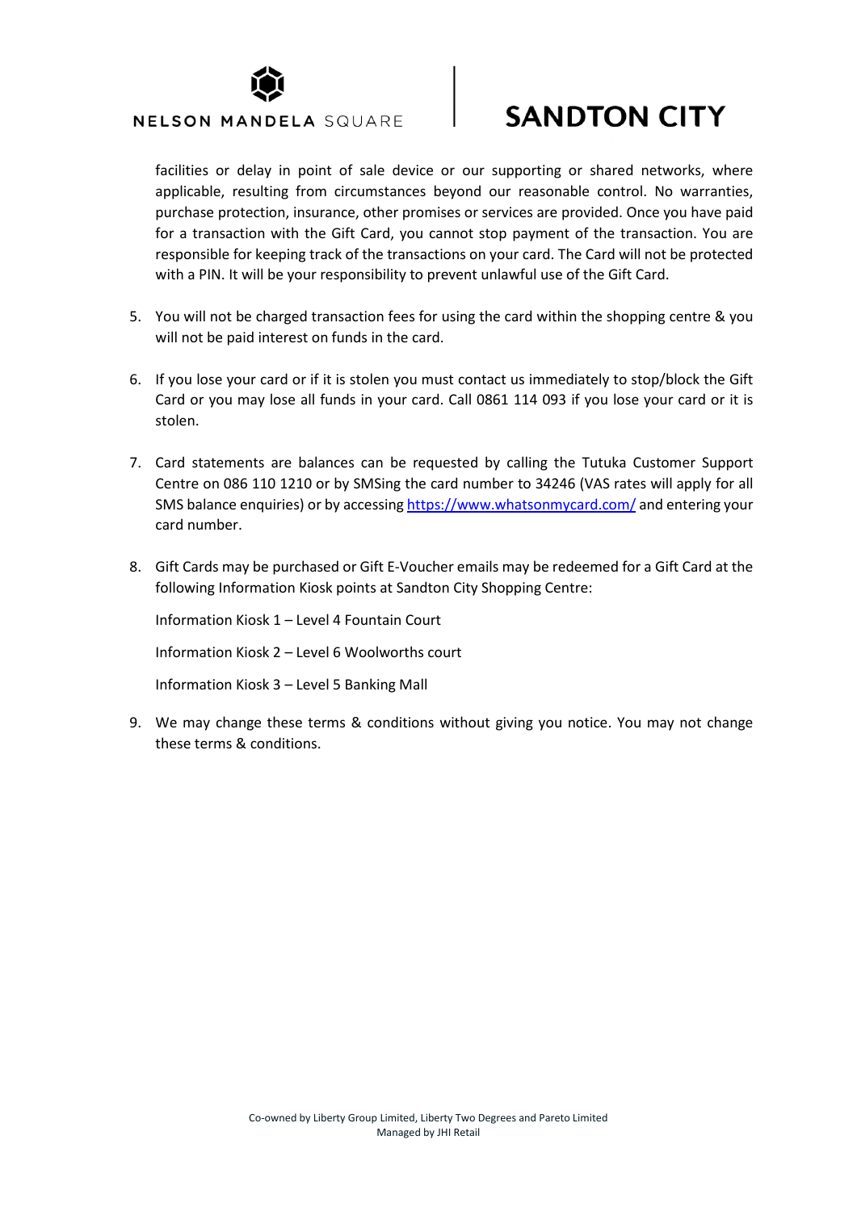facilities or delay in point of sale device or our supporting or shared networks, where applicable, resulting from circumstances beyond our reasonable control. No warranties, purchase protection, insurance, other promises or services are provided. Once you have paid for a transaction with the Gift Card, you cannot stop payment of the transaction. You are responsible for keeping track of the transactions on your card. The Card will not be protected with a PIN. It will be your responsibility to prevent unlawful use of the Gift Card.

5. You will not be charged transaction fees for using the card within the shopping centre & you will not be paid interest on funds in the card.

6. If you lose your card or if it is stolen you must contact us immediately to stop/block the Gift Card or you may lose all funds in your card. Call 0861 114 093 if you lose your card or it is stolen.

7. Card statements are balances can be requested by calling the Tutuka Customer Support Centre on 086 110 1210 or by SMSing the card number to 34246 (VAS rates will apply for all SMS balance enquiries) or by accessing [https://www.whatsonmycard.com/](https://www.whatsonmycard.com/) and entering your card number.

8. Gift Cards may be purchased or Gift E-Voucher emails may be redeemed for a Gift Card at the following Information Kiosk points at Sandton City Shopping Centre:

   Information Kiosk 1 – Level 4 Fountain Court

   Information Kiosk 2 – Level 6 Woolworths court

   Information Kiosk 3 – Level 5 Banking Mall

9. We may change these terms & conditions without giving you notice. You may not change these terms & conditions.